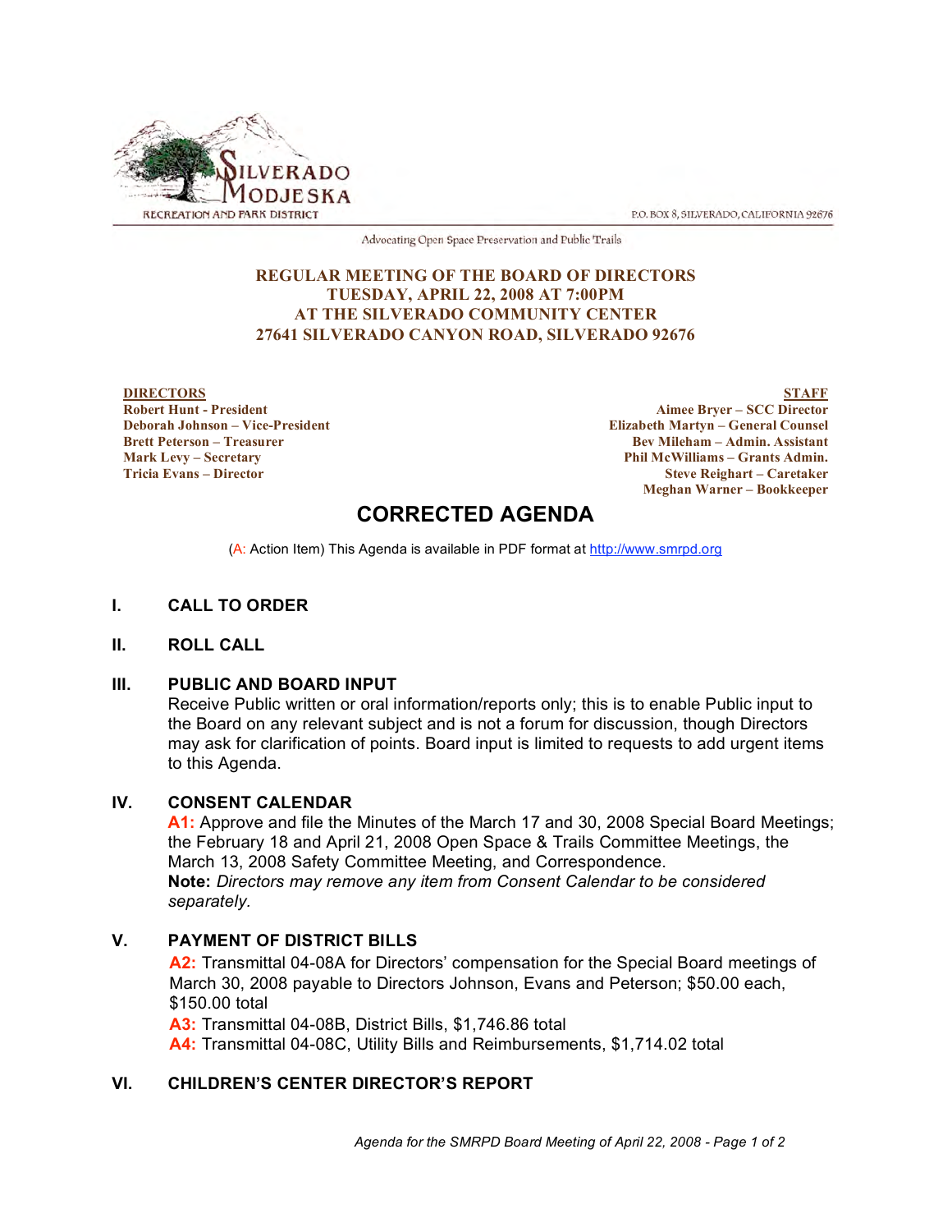SILVERADO MODJESKA RECREATION AND PARK DISTRICT

P.O. BOX 8, SILVERADO, CALIFORNIA 92676

Advocating Open Space Preservation and Public Trails

**REGULAR MEETING OF THE BOARD OF DIRECTORS**
**TUESDAY, APRIL 22, 2008 AT 7:00PM**
**AT THE SILVERADO COMMUNITY CENTER**
**27641 SILVERADO CANYON ROAD, SILVERADO 92676**

**DIRECTORS**
**Robert Hunt - President**
**Deborah Johnson – Vice-President**
**Brett Peterson – Treasurer**
**Mark Levy – Secretary**
**Tricia Evans – Director**

**STAFF**
**Aimee Bryer – SCC Director**
**Elizabeth Martyn – General Counsel**
**Bev Mileham – Admin. Assistant**
**Phil McWilliams – Grants Admin.**
**Steve Reighart – Caretaker**
**Meghan Warner – Bookkeeper**

# CORRECTED AGENDA

(A: Action Item) This Agenda is available in PDF format at http://www.smrpd.org

## I. CALL TO ORDER

## II. ROLL CALL

## III. PUBLIC AND BOARD INPUT

Receive Public written or oral information/reports only; this is to enable Public input to the Board on any relevant subject and is not a forum for discussion, though Directors may ask for clarification of points. Board input is limited to requests to add urgent items to this Agenda.

## IV. CONSENT CALENDAR

**A1:** Approve and file the Minutes of the March 17 and 30, 2008 Special Board Meetings; the February 18 and April 21, 2008 Open Space & Trails Committee Meetings, the March 13, 2008 Safety Committee Meeting, and Correspondence.
**Note:** *Directors may remove any item from Consent Calendar to be considered separately.*

## V. PAYMENT OF DISTRICT BILLS

**A2:** Transmittal 04-08A for Directors' compensation for the Special Board meetings of March 30, 2008 payable to Directors Johnson, Evans and Peterson; $50.00 each, $150.00 total
**A3:** Transmittal 04-08B, District Bills, $1,746.86 total
**A4:** Transmittal 04-08C, Utility Bills and Reimbursements, $1,714.02 total

## VI. CHILDREN'S CENTER DIRECTOR'S REPORT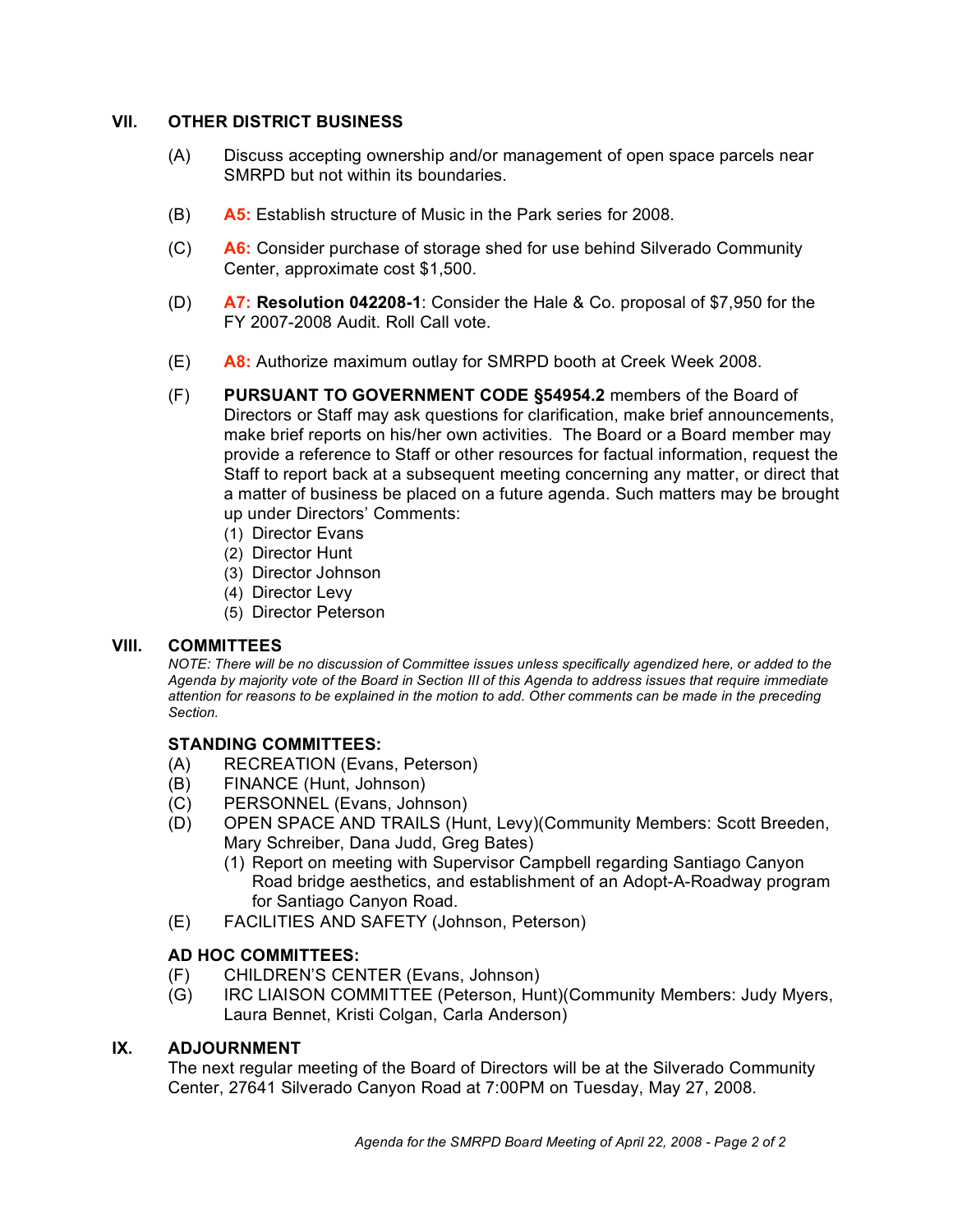## VII. OTHER DISTRICT BUSINESS

(A) Discuss accepting ownership and/or management of open space parcels near SMRPD but not within its boundaries.

(B) **A5:** Establish structure of Music in the Park series for 2008.

(C) **A6:** Consider purchase of storage shed for use behind Silverado Community Center, approximate cost $1,500.

(D) **A7: Resolution 042208-1**: Consider the Hale & Co. proposal of $7,950 for the FY 2007-2008 Audit. Roll Call vote.

(E) **A8:** Authorize maximum outlay for SMRPD booth at Creek Week 2008.

(F) **PURSUANT TO GOVERNMENT CODE §54954.2** members of the Board of Directors or Staff may ask questions for clarification, make brief announcements, make brief reports on his/her own activities. The Board or a Board member may provide a reference to Staff or other resources for factual information, request the Staff to report back at a subsequent meeting concerning any matter, or direct that a matter of business be placed on a future agenda. Such matters may be brought up under Directors' Comments:

(1) Director Evans
(2) Director Hunt
(3) Director Johnson
(4) Director Levy
(5) Director Peterson

## VIII. COMMITTEES

*NOTE: There will be no discussion of Committee issues unless specifically agendized here, or added to the Agenda by majority vote of the Board in Section III of this Agenda to address issues that require immediate attention for reasons to be explained in the motion to add. Other comments can be made in the preceding Section.*

### STANDING COMMITTEES:

(A) RECREATION (Evans, Peterson)
(B) FINANCE (Hunt, Johnson)
(C) PERSONNEL (Evans, Johnson)
(D) OPEN SPACE AND TRAILS (Hunt, Levy)(Community Members: Scott Breeden, Mary Schreiber, Dana Judd, Greg Bates)
  (1) Report on meeting with Supervisor Campbell regarding Santiago Canyon Road bridge aesthetics, and establishment of an Adopt-A-Roadway program for Santiago Canyon Road.
(E) FACILITIES AND SAFETY (Johnson, Peterson)

### AD HOC COMMITTEES:

(F) CHILDREN'S CENTER (Evans, Johnson)
(G) IRC LIAISON COMMITTEE (Peterson, Hunt)(Community Members: Judy Myers, Laura Bennet, Kristi Colgan, Carla Anderson)

## IX. ADJOURNMENT

The next regular meeting of the Board of Directors will be at the Silverado Community Center, 27641 Silverado Canyon Road at 7:00PM on Tuesday, May 27, 2008.